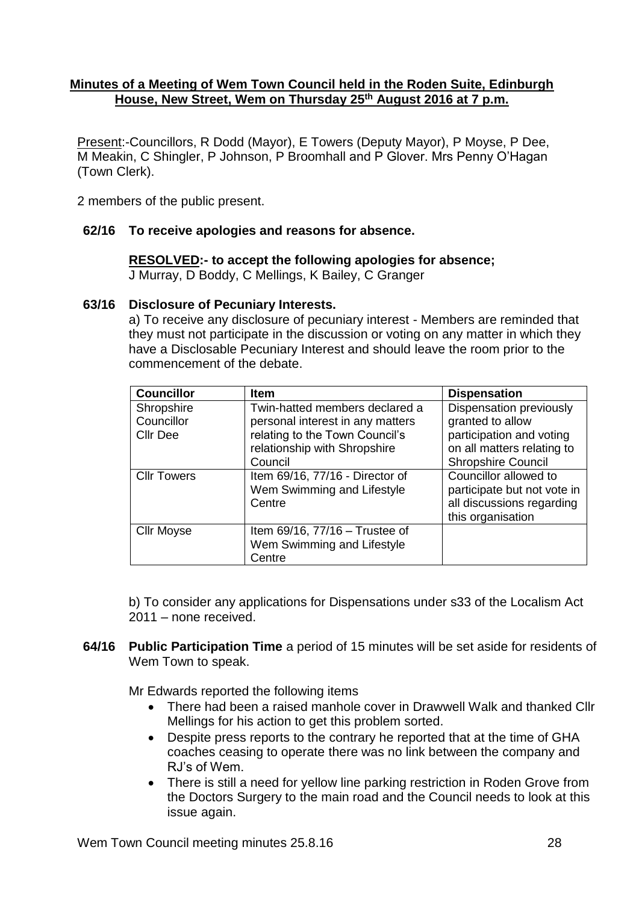**Minutes of a Meeting of Wem Town Council held in the Roden Suite, Edinburgh House, New Street, Wem on Thursday 25th August 2016 at 7 p.m.**

Present:-Councillors, R Dodd (Mayor), E Towers (Deputy Mayor), P Moyse, P Dee, M Meakin, C Shingler, P Johnson, P Broomhall and P Glover. Mrs Penny O'Hagan (Town Clerk).

2 members of the public present.

**62/16 To receive apologies and reasons for absence.**

**RESOLVED:- to accept the following apologies for absence;**
J Murray, D Boddy, C Mellings, K Bailey, C Granger

**63/16 Disclosure of Pecuniary Interests.**

a) To receive any disclosure of pecuniary interest - Members are reminded that they must not participate in the discussion or voting on any matter in which they have a Disclosable Pecuniary Interest and should leave the room prior to the commencement of the debate.

| Councillor | Item | Dispensation |
| --- | --- | --- |
| Shropshire Councillor Cllr Dee | Twin-hatted members declared a personal interest in any matters relating to the Town Council's relationship with Shropshire Council | Dispensation previously granted to allow participation and voting on all matters relating to Shropshire Council |
| Cllr Towers | Item 69/16, 77/16 - Director of Wem Swimming and Lifestyle Centre | Councillor allowed to participate but not vote in all discussions regarding this organisation |
| Cllr Moyse | Item 69/16, 77/16 – Trustee of Wem Swimming and Lifestyle Centre | |

b) To consider any applications for Dispensations under s33 of the Localism Act 2011 – none received.

**64/16 Public Participation Time** a period of 15 minutes will be set aside for residents of Wem Town to speak.

Mr Edwards reported the following items

- There had been a raised manhole cover in Drawwell Walk and thanked Cllr Mellings for his action to get this problem sorted.
- Despite press reports to the contrary he reported that at the time of GHA coaches ceasing to operate there was no link between the company and RJ's of Wem.
- There is still a need for yellow line parking restriction in Roden Grove from the Doctors Surgery to the main road and the Council needs to look at this issue again.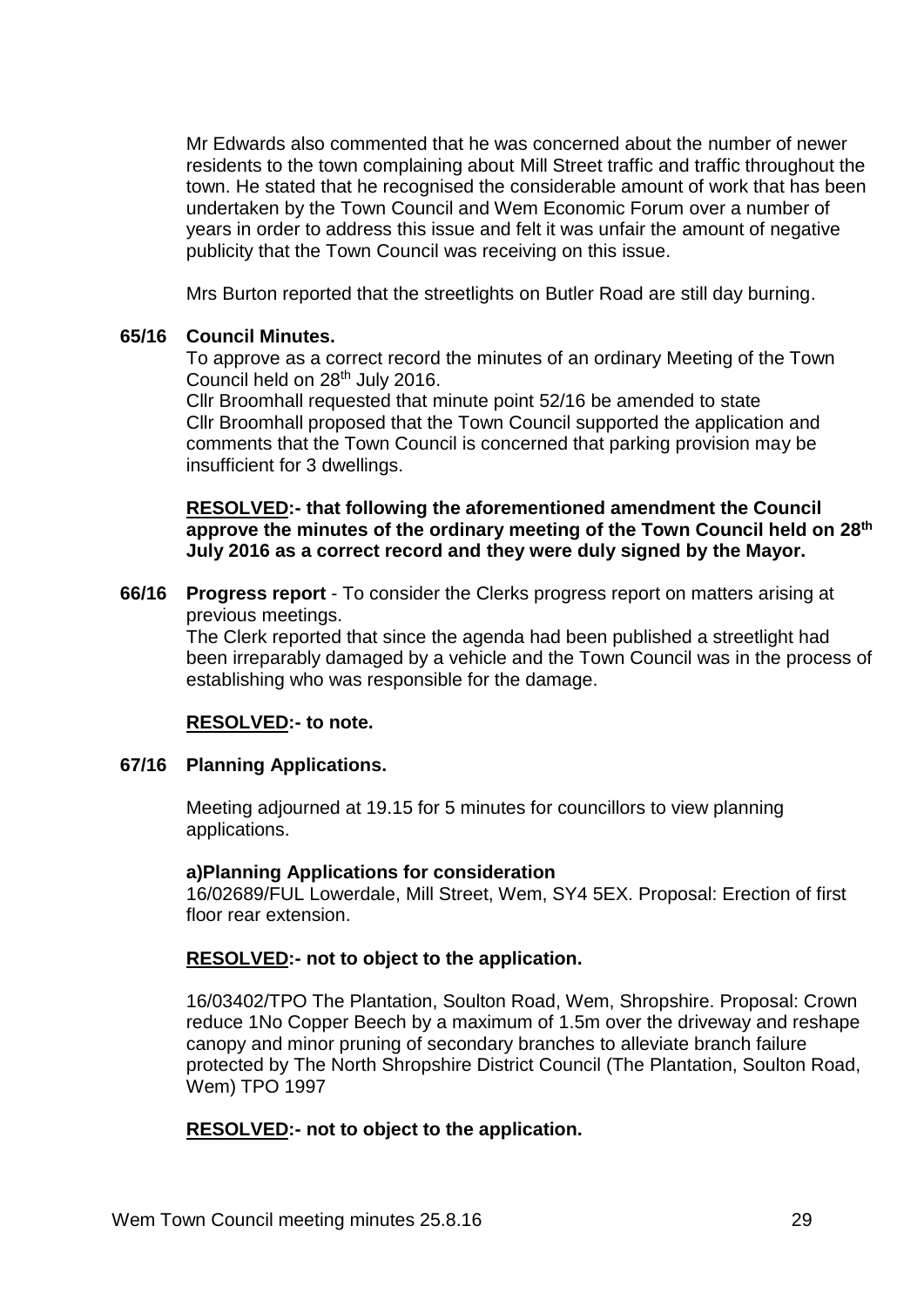Mr Edwards also commented that he was concerned about the number of newer residents to the town complaining about Mill Street traffic and traffic throughout the town. He stated that he recognised the considerable amount of work that has been undertaken by the Town Council and Wem Economic Forum over a number of years in order to address this issue and felt it was unfair the amount of negative publicity that the Town Council was receiving on this issue.

Mrs Burton reported that the streetlights on Butler Road are still day burning.

**65/16 Council Minutes.**

To approve as a correct record the minutes of an ordinary Meeting of the Town Council held on 28th July 2016.

Cllr Broomhall requested that minute point 52/16 be amended to state Cllr Broomhall proposed that the Town Council supported the application and comments that the Town Council is concerned that parking provision may be insufficient for 3 dwellings.

**RESOLVED:- that following the aforementioned amendment the Council approve the minutes of the ordinary meeting of the Town Council held on 28th July 2016 as a correct record and they were duly signed by the Mayor.**

**66/16 Progress report** - To consider the Clerks progress report on matters arising at previous meetings.

The Clerk reported that since the agenda had been published a streetlight had been irreparably damaged by a vehicle and the Town Council was in the process of establishing who was responsible for the damage.

**RESOLVED:- to note.**

**67/16 Planning Applications.**

Meeting adjourned at 19.15 for 5 minutes for councillors to view planning applications.

**a)Planning Applications for consideration**

16/02689/FUL Lowerdale, Mill Street, Wem, SY4 5EX. Proposal: Erection of first floor rear extension.

**RESOLVED:- not to object to the application.**

16/03402/TPO The Plantation, Soulton Road, Wem, Shropshire. Proposal: Crown reduce 1No Copper Beech by a maximum of 1.5m over the driveway and reshape canopy and minor pruning of secondary branches to alleviate branch failure protected by The North Shropshire District Council (The Plantation, Soulton Road, Wem) TPO 1997

**RESOLVED:- not to object to the application.**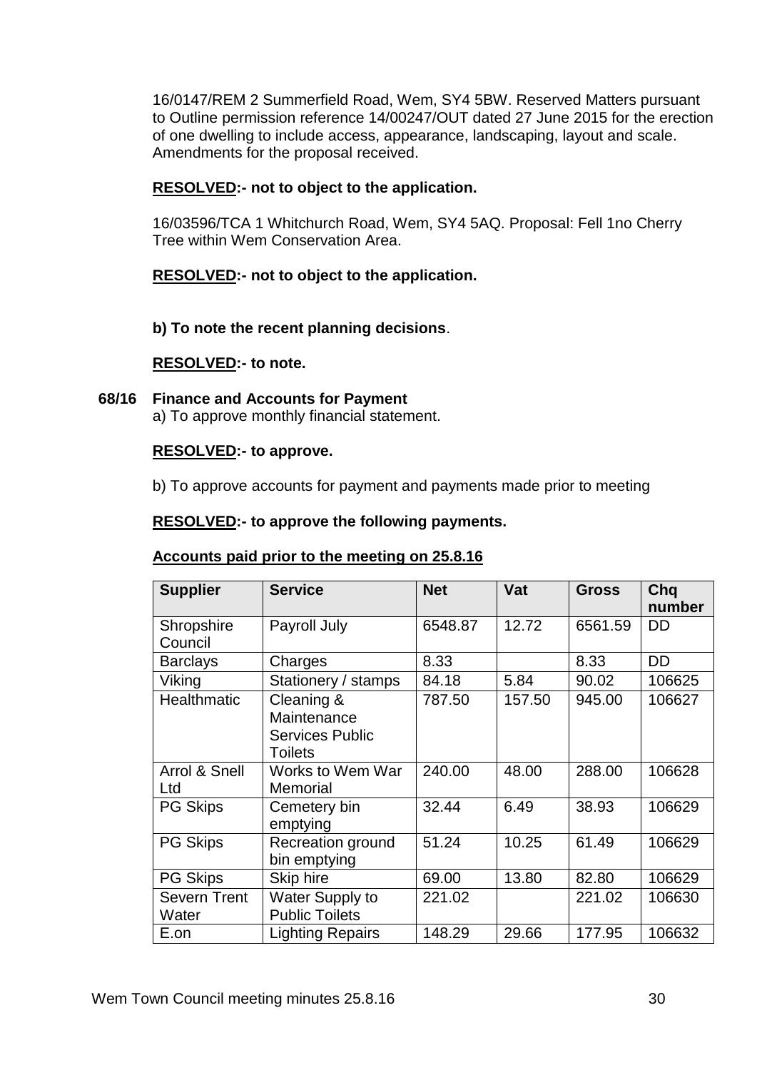16/0147/REM 2 Summerfield Road, Wem, SY4 5BW. Reserved Matters pursuant to Outline permission reference 14/00247/OUT dated 27 June 2015 for the erection of one dwelling to include access, appearance, landscaping, layout and scale. Amendments for the proposal received.

**RESOLVED:- not to object to the application.**

16/03596/TCA 1 Whitchurch Road, Wem, SY4 5AQ. Proposal: Fell 1no Cherry Tree within Wem Conservation Area.

**RESOLVED:- not to object to the application.**

**b) To note the recent planning decisions**.

**RESOLVED:- to note.**

**68/16 Finance and Accounts for Payment**

a) To approve monthly financial statement.

**RESOLVED:- to approve.**

b) To approve accounts for payment and payments made prior to meeting

**RESOLVED:- to approve the following payments.**

**Accounts paid prior to the meeting on 25.8.16**

| Supplier | Service | Net | Vat | Gross | Chq number |
|---|---|---|---|---|---|
| Shropshire Council | Payroll July | 6548.87 | 12.72 | 6561.59 | DD |
| Barclays | Charges | 8.33 | | 8.33 | DD |
| Viking | Stationery / stamps | 84.18 | 5.84 | 90.02 | 106625 |
| Healthmatic | Cleaning & Maintenance Services Public Toilets | 787.50 | 157.50 | 945.00 | 106627 |
| Arrol & Snell Ltd | Works to Wem War Memorial | 240.00 | 48.00 | 288.00 | 106628 |
| PG Skips | Cemetery bin emptying | 32.44 | 6.49 | 38.93 | 106629 |
| PG Skips | Recreation ground bin emptying | 51.24 | 10.25 | 61.49 | 106629 |
| PG Skips | Skip hire | 69.00 | 13.80 | 82.80 | 106629 |
| Severn Trent Water | Water Supply to Public Toilets | 221.02 | | 221.02 | 106630 |
| E.on | Lighting Repairs | 148.29 | 29.66 | 177.95 | 106632 |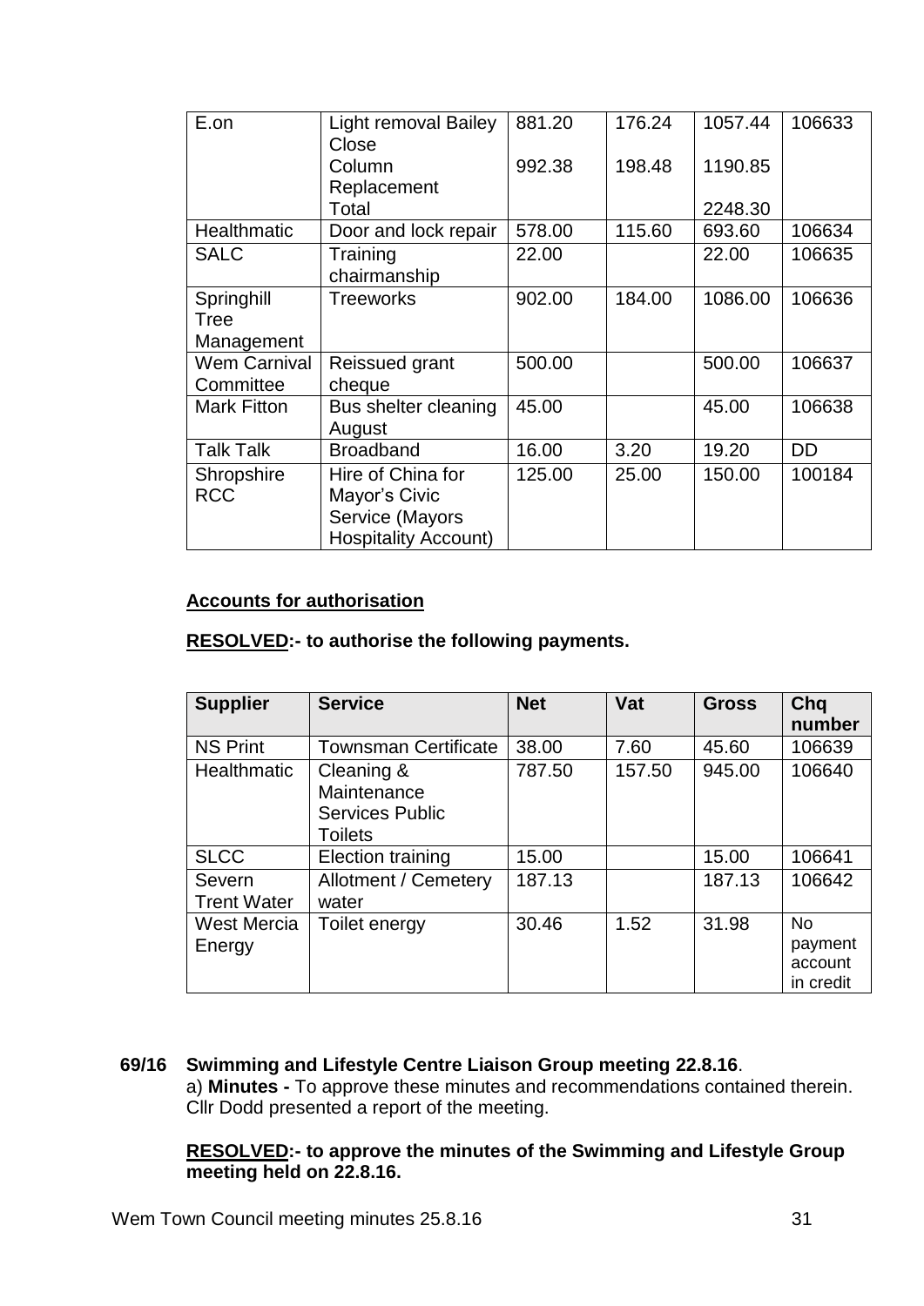| E.on | Light removal Bailey Close | 881.20 | 176.24 | 1057.44 | 106633 |
|---|---|---|---|---|---|
| | Column Replacement | 992.38 | 198.48 | 1190.85 | |
| | Total | | | 2248.30 | |
| Healthmatic | Door and lock repair | 578.00 | 115.60 | 693.60 | 106634 |
| SALC | Training chairmanship | 22.00 | | 22.00 | 106635 |
| Springhill Tree Management | Treeworks | 902.00 | 184.00 | 1086.00 | 106636 |
| Wem Carnival Committee | Reissued grant cheque | 500.00 | | 500.00 | 106637 |
| Mark Fitton | Bus shelter cleaning August | 45.00 | | 45.00 | 106638 |
| Talk Talk | Broadband | 16.00 | 3.20 | 19.20 | DD |
| Shropshire RCC | Hire of China for Mayor's Civic Service (Mayors Hospitality Account) | 125.00 | 25.00 | 150.00 | 100184 |

**Accounts for authorisation**

**RESOLVED:- to authorise the following payments.**

| Supplier | Service | Net | Vat | Gross | Chq number |
|---|---|---|---|---|---|
| NS Print | Townsman Certificate | 38.00 | 7.60 | 45.60 | 106639 |
| Healthmatic | Cleaning & Maintenance Services Public Toilets | 787.50 | 157.50 | 945.00 | 106640 |
| SLCC | Election training | 15.00 | | 15.00 | 106641 |
| Severn Trent Water | Allotment / Cemetery water | 187.13 | | 187.13 | 106642 |
| West Mercia Energy | Toilet energy | 30.46 | 1.52 | 31.98 | No payment account in credit |

**69/16 Swimming and Lifestyle Centre Liaison Group meeting 22.8.16**.

a) **Minutes -** To approve these minutes and recommendations contained therein. Cllr Dodd presented a report of the meeting.

**RESOLVED:- to approve the minutes of the Swimming and Lifestyle Group meeting held on 22.8.16.**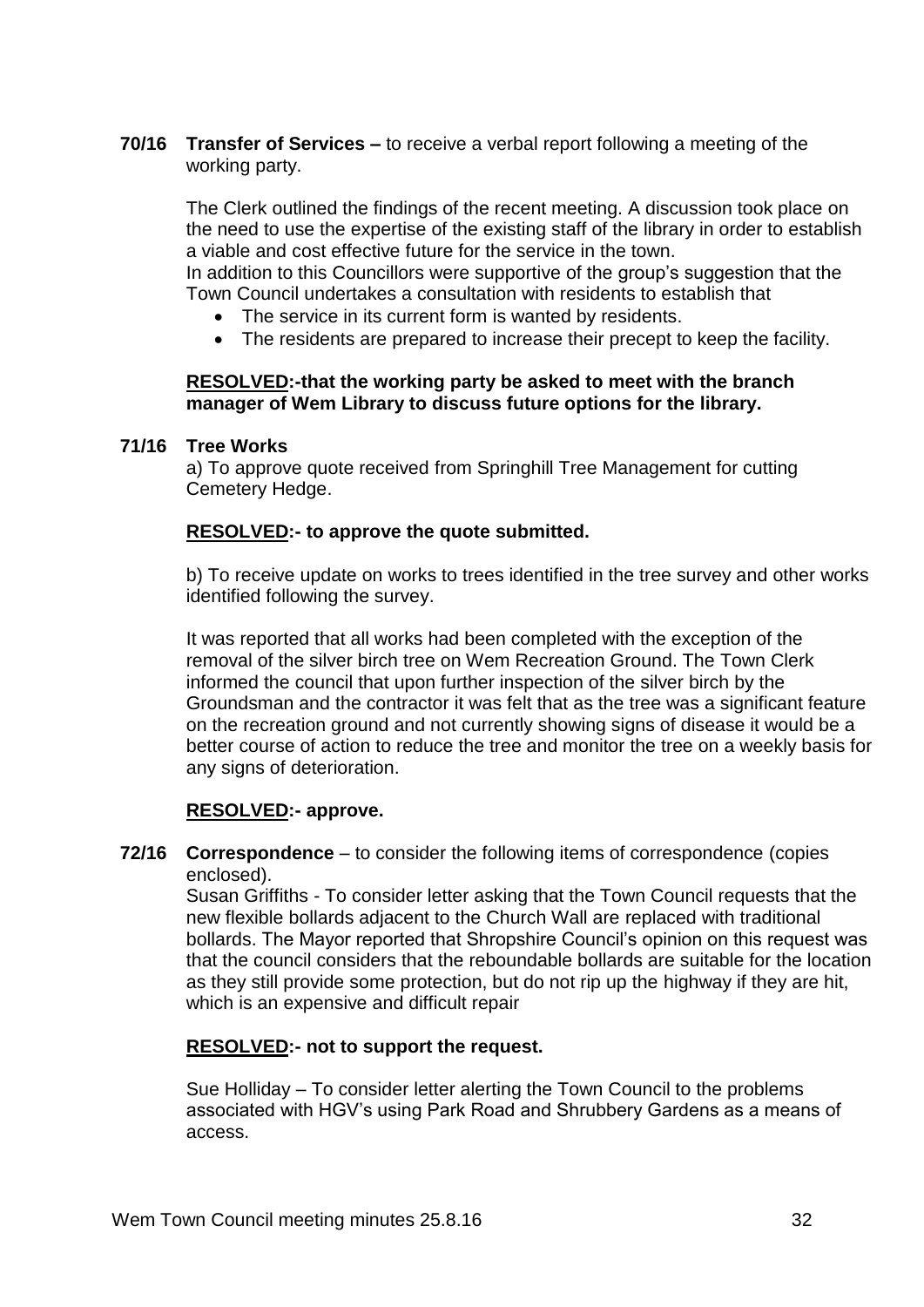**70/16 Transfer of Services –** to receive a verbal report following a meeting of the working party.

The Clerk outlined the findings of the recent meeting. A discussion took place on the need to use the expertise of the existing staff of the library in order to establish a viable and cost effective future for the service in the town.
In addition to this Councillors were supportive of the group's suggestion that the Town Council undertakes a consultation with residents to establish that

- The service in its current form is wanted by residents.
- The residents are prepared to increase their precept to keep the facility.

**RESOLVED:-that the working party be asked to meet with the branch manager of Wem Library to discuss future options for the library.**

**71/16 Tree Works**

a) To approve quote received from Springhill Tree Management for cutting Cemetery Hedge.

**RESOLVED:- to approve the quote submitted.**

b) To receive update on works to trees identified in the tree survey and other works identified following the survey.

It was reported that all works had been completed with the exception of the removal of the silver birch tree on Wem Recreation Ground. The Town Clerk informed the council that upon further inspection of the silver birch by the Groundsman and the contractor it was felt that as the tree was a significant feature on the recreation ground and not currently showing signs of disease it would be a better course of action to reduce the tree and monitor the tree on a weekly basis for any signs of deterioration.

**RESOLVED:- approve.**

**72/16 Correspondence** – to consider the following items of correspondence (copies enclosed).

Susan Griffiths - To consider letter asking that the Town Council requests that the new flexible bollards adjacent to the Church Wall are replaced with traditional bollards. The Mayor reported that Shropshire Council's opinion on this request was that the council considers that the reboundable bollards are suitable for the location as they still provide some protection, but do not rip up the highway if they are hit, which is an expensive and difficult repair

**RESOLVED:- not to support the request.**

Sue Holliday – To consider letter alerting the Town Council to the problems associated with HGV's using Park Road and Shrubbery Gardens as a means of access.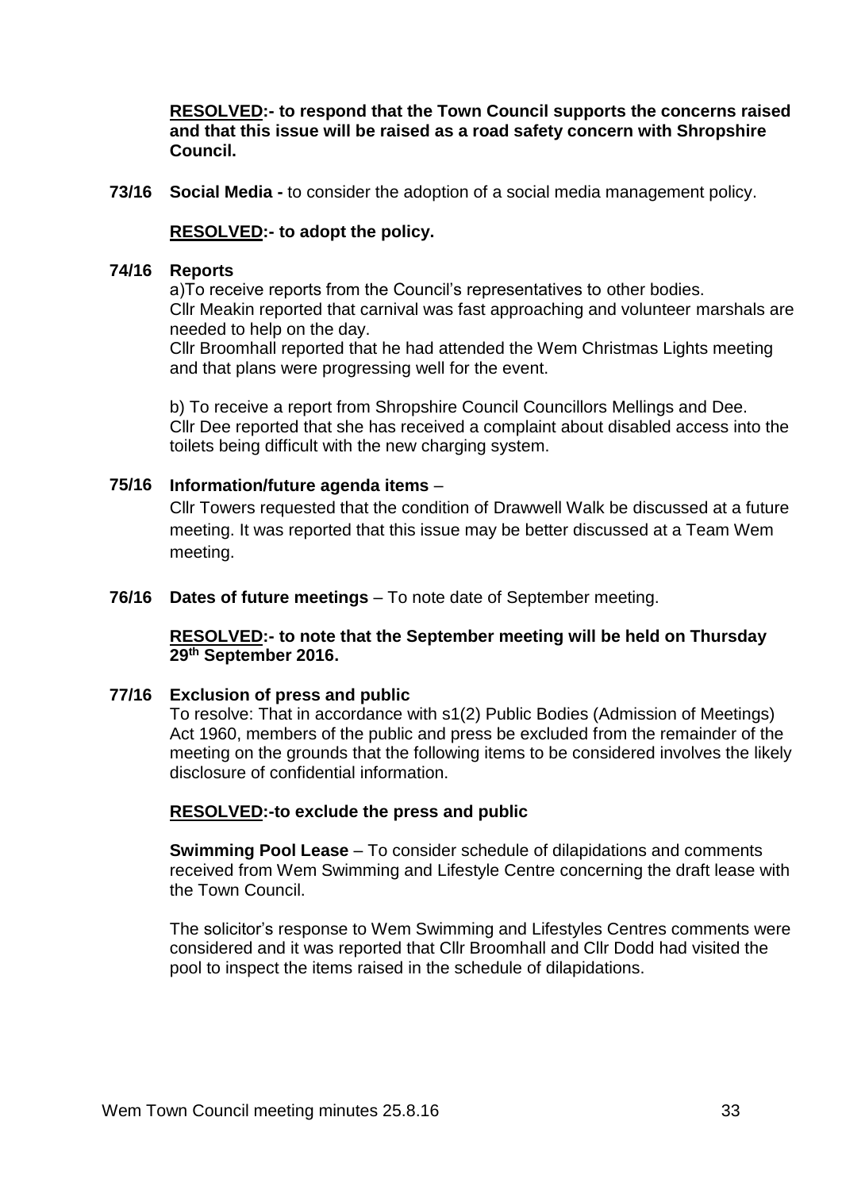**RESOLVED:- to respond that the Town Council supports the concerns raised and that this issue will be raised as a road safety concern with Shropshire Council.**

**73/16 Social Media -** to consider the adoption of a social media management policy.

**RESOLVED:- to adopt the policy.**

**74/16 Reports**

a)To receive reports from the Council's representatives to other bodies.
Cllr Meakin reported that carnival was fast approaching and volunteer marshals are needed to help on the day.
Cllr Broomhall reported that he had attended the Wem Christmas Lights meeting and that plans were progressing well for the event.

b) To receive a report from Shropshire Council Councillors Mellings and Dee.
Cllr Dee reported that she has received a complaint about disabled access into the toilets being difficult with the new charging system.

**75/16 Information/future agenda items** –

Cllr Towers requested that the condition of Drawwell Walk be discussed at a future meeting. It was reported that this issue may be better discussed at a Team Wem meeting.

**76/16 Dates of future meetings** – To note date of September meeting.

**RESOLVED:- to note that the September meeting will be held on Thursday 29th September 2016.**

**77/16 Exclusion of press and public**

To resolve: That in accordance with s1(2) Public Bodies (Admission of Meetings) Act 1960, members of the public and press be excluded from the remainder of the meeting on the grounds that the following items to be considered involves the likely disclosure of confidential information.

**RESOLVED:-to exclude the press and public**

**Swimming Pool Lease** – To consider schedule of dilapidations and comments received from Wem Swimming and Lifestyle Centre concerning the draft lease with the Town Council.

The solicitor's response to Wem Swimming and Lifestyles Centres comments were considered and it was reported that Cllr Broomhall and Cllr Dodd had visited the pool to inspect the items raised in the schedule of dilapidations.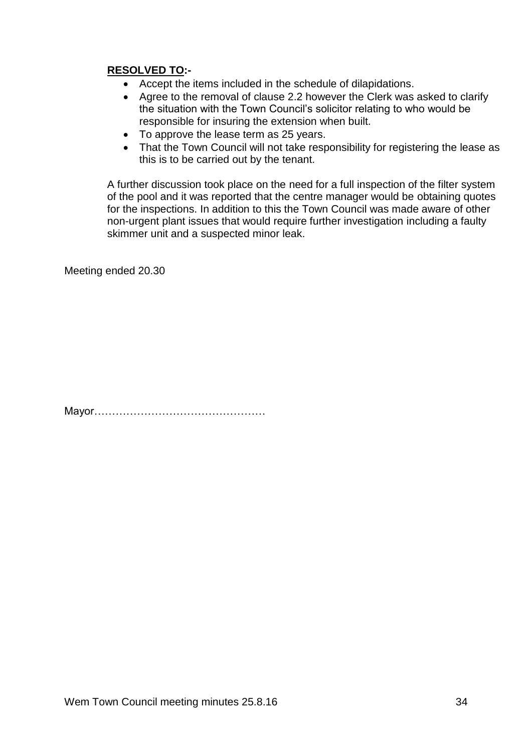**<u>RESOLVED TO</u>:-**

- Accept the items included in the schedule of dilapidations.
- Agree to the removal of clause 2.2 however the Clerk was asked to clarify the situation with the Town Council's solicitor relating to who would be responsible for insuring the extension when built.
- To approve the lease term as 25 years.
- That the Town Council will not take responsibility for registering the lease as this is to be carried out by the tenant.

A further discussion took place on the need for a full inspection of the filter system of the pool and it was reported that the centre manager would be obtaining quotes for the inspections. In addition to this the Town Council was made aware of other non-urgent plant issues that would require further investigation including a faulty skimmer unit and a suspected minor leak.

Meeting ended 20.30

Mayor…………………………………………